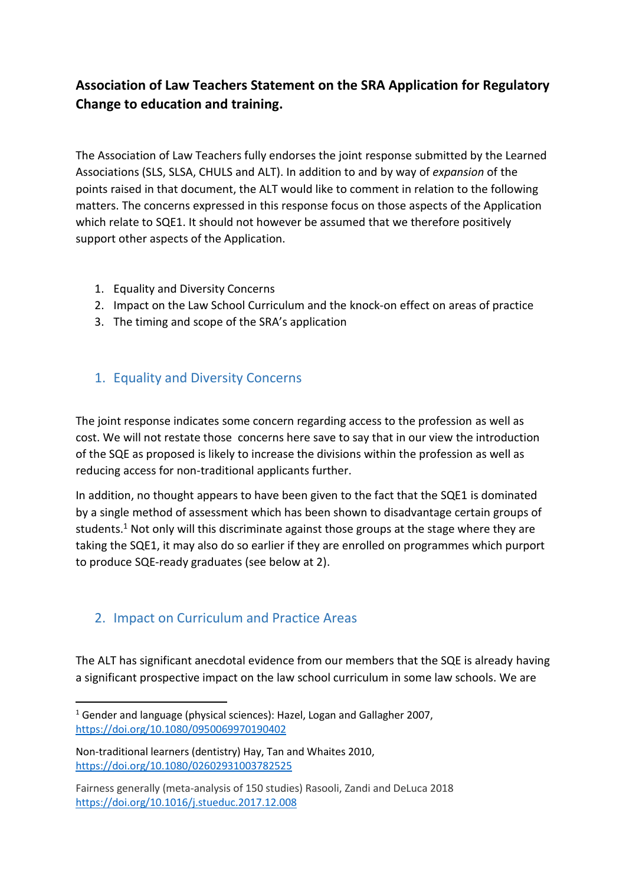# Association of Law Teachers Statement on the SRA Application for Regulatory Change to education and training.

The Association of Law Teachers fully endorses the joint response submitted by the Learned Associations (SLS, SLSA, CHULS and ALT). In addition to and by way of *expansion* of the points raised in that document, the ALT would like to comment in relation to the following matters. The concerns expressed in this response focus on those aspects of the Application which relate to SQE1. It should not however be assumed that we therefore positively support other aspects of the Application.

1. Equality and Diversity Concerns
2. Impact on the Law School Curriculum and the knock-on effect on areas of practice
3. The timing and scope of the SRA's application

## 1. Equality and Diversity Concerns

The joint response indicates some concern regarding access to the profession as well as cost. We will not restate those concerns here save to say that in our view the introduction of the SQE as proposed is likely to increase the divisions within the profession as well as reducing access for non-traditional applicants further.

In addition, no thought appears to have been given to the fact that the SQE1 is dominated by a single method of assessment which has been shown to disadvantage certain groups of students.[1] Not only will this discriminate against those groups at the stage where they are taking the SQE1, it may also do so earlier if they are enrolled on programmes which purport to produce SQE-ready graduates (see below at 2).

## 2. Impact on Curriculum and Practice Areas

The ALT has significant anecdotal evidence from our members that the SQE is already having a significant prospective impact on the law school curriculum in some law schools. We are

---

[1] Gender and language (physical sciences): Hazel, Logan and Gallagher 2007, https://doi.org/10.1080/0950069970190402

Non-traditional learners (dentistry) Hay, Tan and Whaites 2010, https://doi.org/10.1080/02602931003782525

Fairness generally (meta-analysis of 150 studies) Rasooli, Zandi and DeLuca 2018 https://doi.org/10.1016/j.stueduc.2017.12.008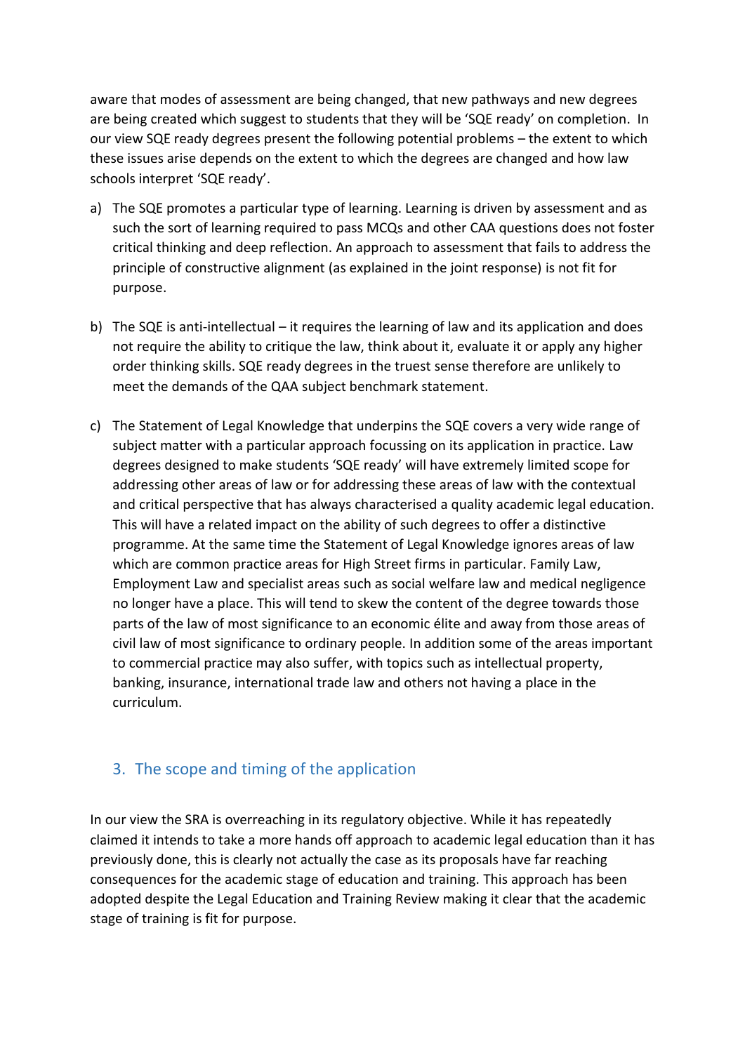aware that modes of assessment are being changed, that new pathways and new degrees are being created which suggest to students that they will be 'SQE ready' on completion. In our view SQE ready degrees present the following potential problems – the extent to which these issues arise depends on the extent to which the degrees are changed and how law schools interpret 'SQE ready'.

a) The SQE promotes a particular type of learning. Learning is driven by assessment and as such the sort of learning required to pass MCQs and other CAA questions does not foster critical thinking and deep reflection. An approach to assessment that fails to address the principle of constructive alignment (as explained in the joint response) is not fit for purpose.

b) The SQE is anti-intellectual – it requires the learning of law and its application and does not require the ability to critique the law, think about it, evaluate it or apply any higher order thinking skills. SQE ready degrees in the truest sense therefore are unlikely to meet the demands of the QAA subject benchmark statement.

c) The Statement of Legal Knowledge that underpins the SQE covers a very wide range of subject matter with a particular approach focussing on its application in practice. Law degrees designed to make students 'SQE ready' will have extremely limited scope for addressing other areas of law or for addressing these areas of law with the contextual and critical perspective that has always characterised a quality academic legal education. This will have a related impact on the ability of such degrees to offer a distinctive programme. At the same time the Statement of Legal Knowledge ignores areas of law which are common practice areas for High Street firms in particular. Family Law, Employment Law and specialist areas such as social welfare law and medical negligence no longer have a place. This will tend to skew the content of the degree towards those parts of the law of most significance to an economic élite and away from those areas of civil law of most significance to ordinary people. In addition some of the areas important to commercial practice may also suffer, with topics such as intellectual property, banking, insurance, international trade law and others not having a place in the curriculum.

## 3. The scope and timing of the application

In our view the SRA is overreaching in its regulatory objective. While it has repeatedly claimed it intends to take a more hands off approach to academic legal education than it has previously done, this is clearly not actually the case as its proposals have far reaching consequences for the academic stage of education and training. This approach has been adopted despite the Legal Education and Training Review making it clear that the academic stage of training is fit for purpose.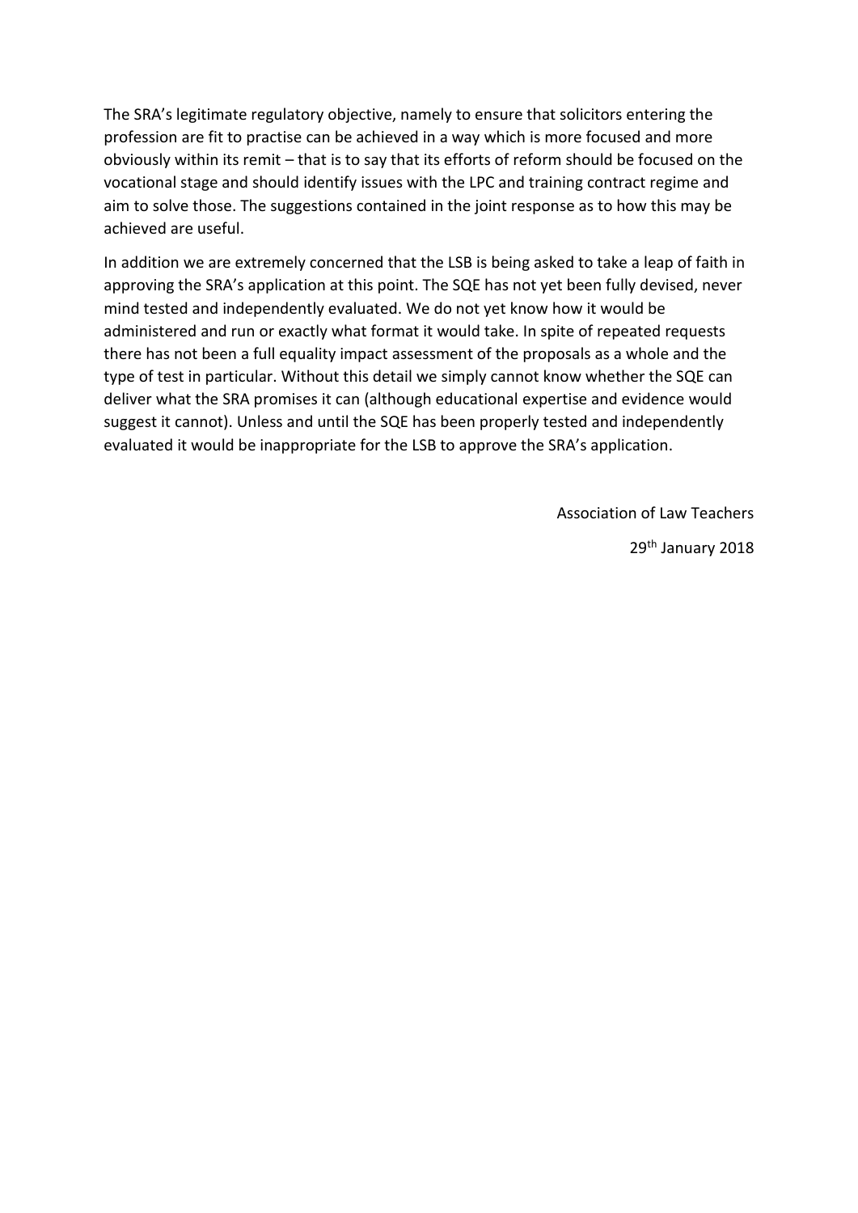The SRA's legitimate regulatory objective, namely to ensure that solicitors entering the profession are fit to practise can be achieved in a way which is more focused and more obviously within its remit – that is to say that its efforts of reform should be focused on the vocational stage and should identify issues with the LPC and training contract regime and aim to solve those. The suggestions contained in the joint response as to how this may be achieved are useful.

In addition we are extremely concerned that the LSB is being asked to take a leap of faith in approving the SRA's application at this point. The SQE has not yet been fully devised, never mind tested and independently evaluated. We do not yet know how it would be administered and run or exactly what format it would take. In spite of repeated requests there has not been a full equality impact assessment of the proposals as a whole and the type of test in particular. Without this detail we simply cannot know whether the SQE can deliver what the SRA promises it can (although educational expertise and evidence would suggest it cannot). Unless and until the SQE has been properly tested and independently evaluated it would be inappropriate for the LSB to approve the SRA's application.

Association of Law Teachers

29th January 2018